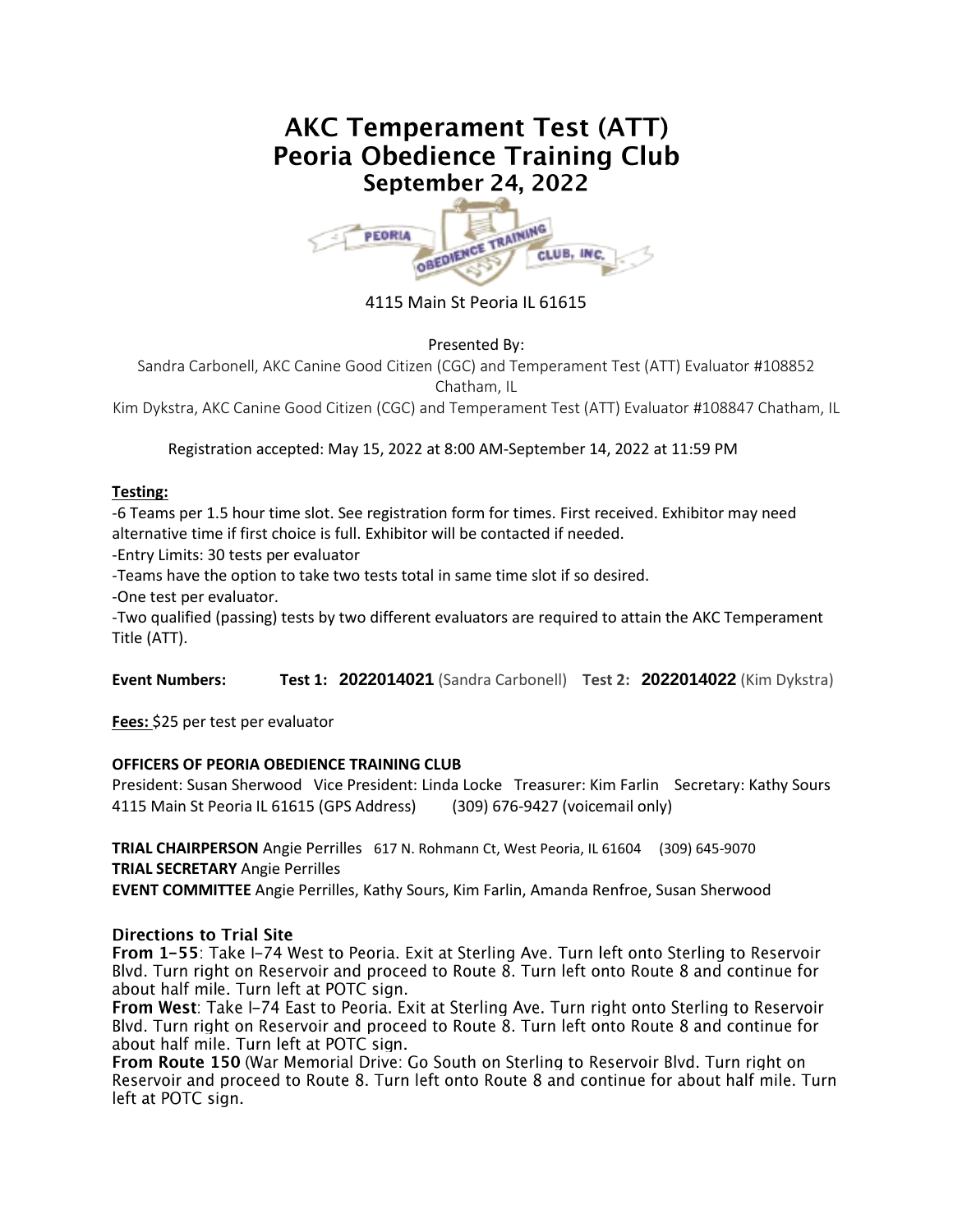# AKC Temperament Test (ATT)
# Peoria Obedience Training Club
## September 24, 2022

4115 Main St Peoria IL 61615

Presented By:

Sandra Carbonell, AKC Canine Good Citizen (CGC) and Temperament Test (ATT) Evaluator #108852 Chatham, IL

Kim Dykstra, AKC Canine Good Citizen (CGC) and Temperament Test (ATT) Evaluator #108847 Chatham, IL

Registration accepted: May 15, 2022 at 8:00 AM-September 14, 2022 at 11:59 PM

**Testing:**

-6 Teams per 1.5 hour time slot. See registration form for times. First received. Exhibitor may need alternative time if first choice is full. Exhibitor will be contacted if needed.

-Entry Limits: 30 tests per evaluator

-Teams have the option to take two tests total in same time slot if so desired.

-One test per evaluator.

-Two qualified (passing) tests by two different evaluators are required to attain the AKC Temperament Title (ATT).

**Event Numbers:** **Test 1: 2022014021** (Sandra Carbonell) **Test 2: 2022014022** (Kim Dykstra)

**Fees:** $25 per test per evaluator

**OFFICERS OF PEORIA OBEDIENCE TRAINING CLUB**

President: Susan Sherwood Vice President: Linda Locke Treasurer: Kim Farlin Secretary: Kathy Sours

4115 Main St Peoria IL 61615 (GPS Address) (309) 676-9427 (voicemail only)

**TRIAL CHAIRPERSON** Angie Perrilles 617 N. Rohmann Ct, West Peoria, IL 61604 (309) 645-9070

**TRIAL SECRETARY** Angie Perrilles

**EVENT COMMITTEE** Angie Perrilles, Kathy Sours, Kim Farlin, Amanda Renfroe, Susan Sherwood

### Directions to Trial Site

**From 1-55**: Take I-74 West to Peoria. Exit at Sterling Ave. Turn left onto Sterling to Reservoir Blvd. Turn right on Reservoir and proceed to Route 8. Turn left onto Route 8 and continue for about half mile. Turn left at POTC sign.

**From West**: Take I-74 East to Peoria. Exit at Sterling Ave. Turn right onto Sterling to Reservoir Blvd. Turn right on Reservoir and proceed to Route 8. Turn left onto Route 8 and continue for about half mile. Turn left at POTC sign.

**From Route 150** (War Memorial Drive: Go South on Sterling to Reservoir Blvd. Turn right on Reservoir and proceed to Route 8. Turn left onto Route 8 and continue for about half mile. Turn left at POTC sign.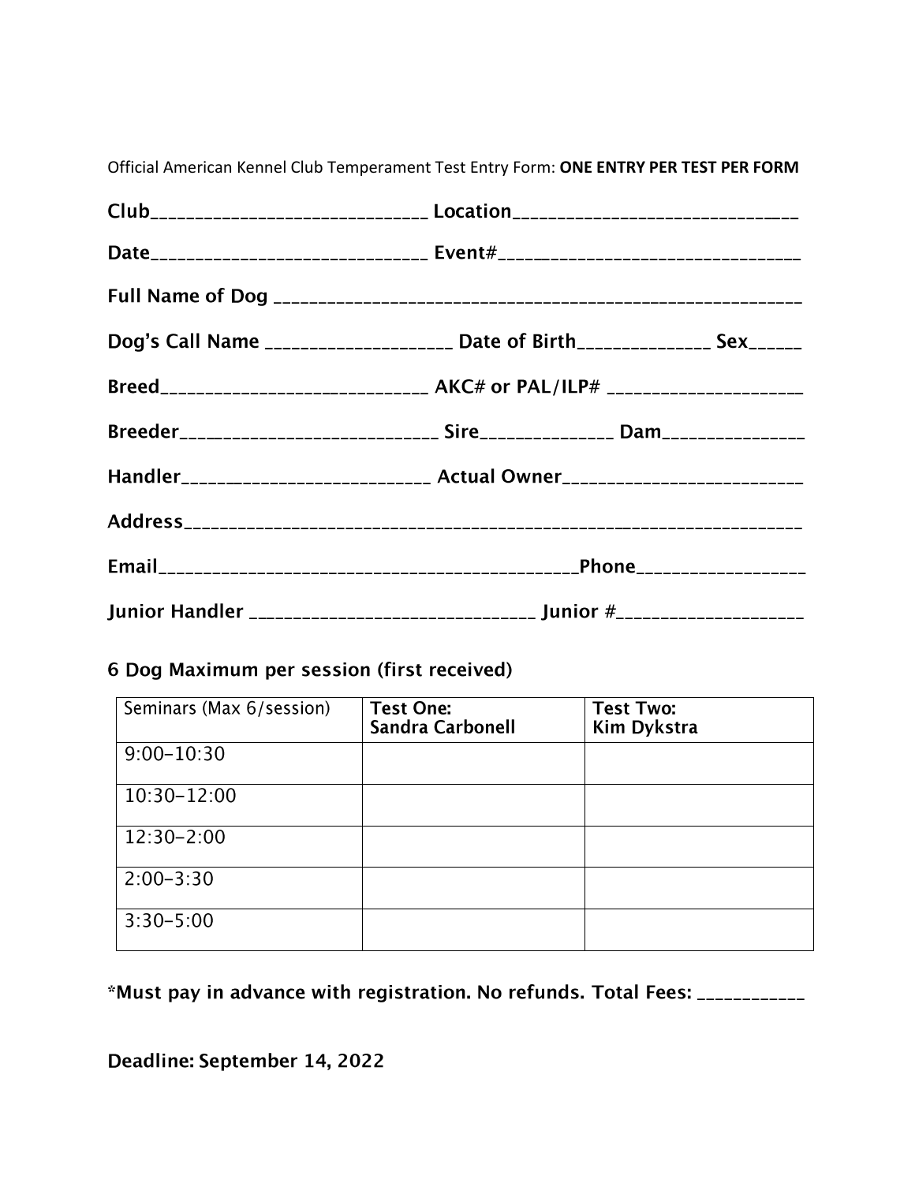Official American Kennel Club Temperament Test Entry Form: **ONE ENTRY PER TEST PER FORM**

**Club______________________________ Location______________________________**

**Date______________________________ Event#________________________________**

**Full Name of Dog _________________________________________________________**

**Dog's Call Name ___________________ Date of Birth______________ Sex______**

**Breed_____________________________ AKC# or PAL/ILP# ____________________**

**Breeder___________________________ Sire______________ Dam_______________**

**Handler__________________________ Actual Owner_________________________**

**Address___________________________________________________________________**

**Email__________________________________________Phone__________________**

**Junior Handler ______________________________ Junior #____________________**

**6 Dog Maximum per session (first received)**

| Seminars (Max 6/session) | **Test One: Sandra Carbonell** | **Test Two: Kim Dykstra** |
|---|---|---|
| 9:00–10:30 | | |
| 10:30–12:00 | | |
| 12:30–2:00 | | |
| 2:00–3:30 | | |
| 3:30–5:00 | | |

**\*Must pay in advance with registration. No refunds. Total Fees: ____________**

**Deadline: September 14, 2022**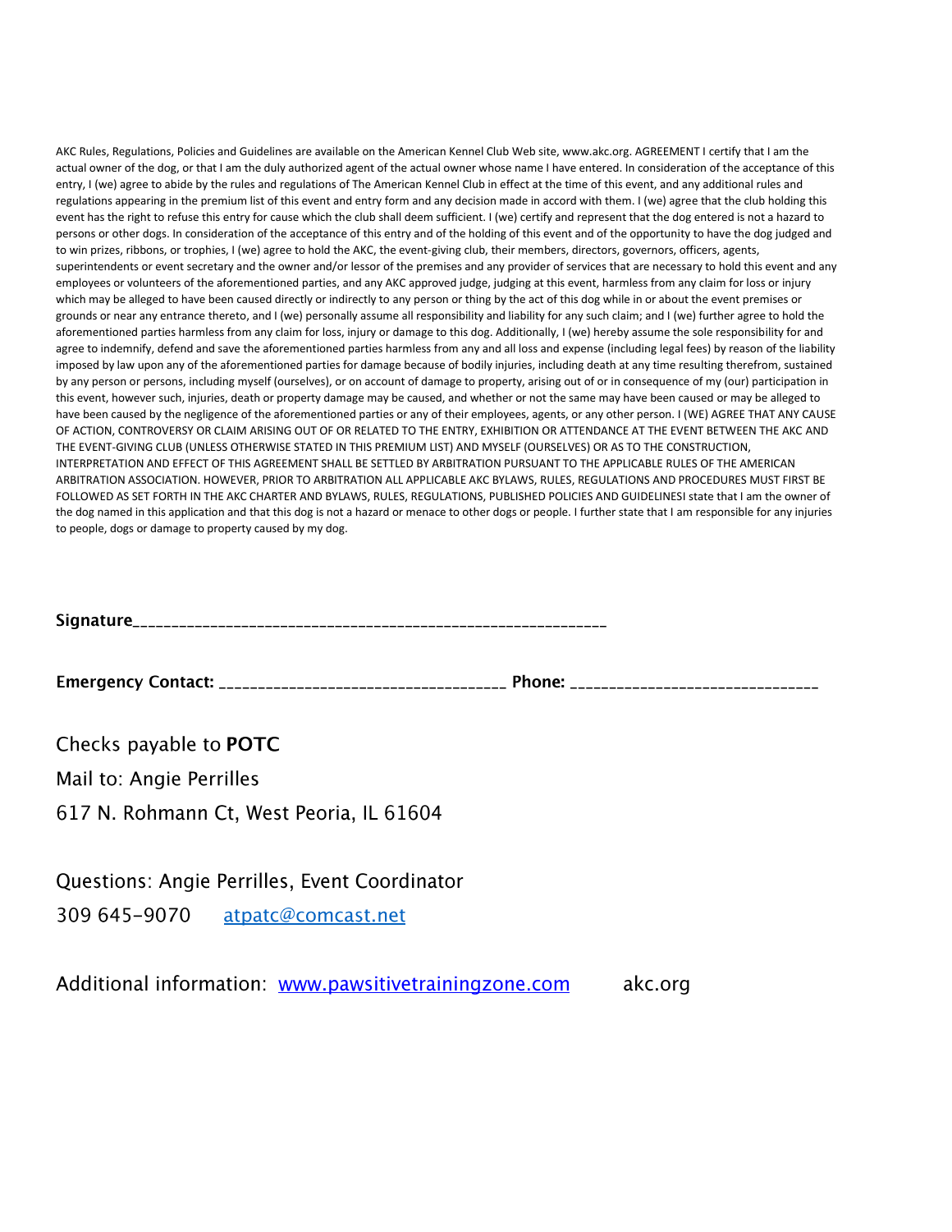AKC Rules, Regulations, Policies and Guidelines are available on the American Kennel Club Web site, www.akc.org. AGREEMENT I certify that I am the actual owner of the dog, or that I am the duly authorized agent of the actual owner whose name I have entered. In consideration of the acceptance of this entry, I (we) agree to abide by the rules and regulations of The American Kennel Club in effect at the time of this event, and any additional rules and regulations appearing in the premium list of this event and entry form and any decision made in accord with them. I (we) agree that the club holding this event has the right to refuse this entry for cause which the club shall deem sufficient. I (we) certify and represent that the dog entered is not a hazard to persons or other dogs. In consideration of the acceptance of this entry and of the holding of this event and of the opportunity to have the dog judged and to win prizes, ribbons, or trophies, I (we) agree to hold the AKC, the event-giving club, their members, directors, governors, officers, agents, superintendents or event secretary and the owner and/or lessor of the premises and any provider of services that are necessary to hold this event and any employees or volunteers of the aforementioned parties, and any AKC approved judge, judging at this event, harmless from any claim for loss or injury which may be alleged to have been caused directly or indirectly to any person or thing by the act of this dog while in or about the event premises or grounds or near any entrance thereto, and I (we) personally assume all responsibility and liability for any such claim; and I (we) further agree to hold the aforementioned parties harmless from any claim for loss, injury or damage to this dog. Additionally, I (we) hereby assume the sole responsibility for and agree to indemnify, defend and save the aforementioned parties harmless from any and all loss and expense (including legal fees) by reason of the liability imposed by law upon any of the aforementioned parties for damage because of bodily injuries, including death at any time resulting therefrom, sustained by any person or persons, including myself (ourselves), or on account of damage to property, arising out of or in consequence of my (our) participation in this event, however such, injuries, death or property damage may be caused, and whether or not the same may have been caused or may be alleged to have been caused by the negligence of the aforementioned parties or any of their employees, agents, or any other person. I (WE) AGREE THAT ANY CAUSE OF ACTION, CONTROVERSY OR CLAIM ARISING OUT OF OR RELATED TO THE ENTRY, EXHIBITION OR ATTENDANCE AT THE EVENT BETWEEN THE AKC AND THE EVENT-GIVING CLUB (UNLESS OTHERWISE STATED IN THIS PREMIUM LIST) AND MYSELF (OURSELVES) OR AS TO THE CONSTRUCTION, INTERPRETATION AND EFFECT OF THIS AGREEMENT SHALL BE SETTLED BY ARBITRATION PURSUANT TO THE APPLICABLE RULES OF THE AMERICAN ARBITRATION ASSOCIATION. HOWEVER, PRIOR TO ARBITRATION ALL APPLICABLE AKC BYLAWS, RULES, REGULATIONS AND PROCEDURES MUST FIRST BE FOLLOWED AS SET FORTH IN THE AKC CHARTER AND BYLAWS, RULES, REGULATIONS, PUBLISHED POLICIES AND GUIDELINESI state that I am the owner of the dog named in this application and that this dog is not a hazard or menace to other dogs or people. I further state that I am responsible for any injuries to people, dogs or damage to property caused by my dog.

**Signature**_____________________________________________________________

**Emergency Contact:** ___________________________________ **Phone:** ______________________________

Checks payable to **POTC**

Mail to: Angie Perrilles

617 N. Rohmann Ct, West Peoria, IL 61604

Questions: Angie Perrilles, Event Coordinator

309 645-9070 atpatc@comcast.net

Additional information: www.pawsitivetrainingzone.com akc.org